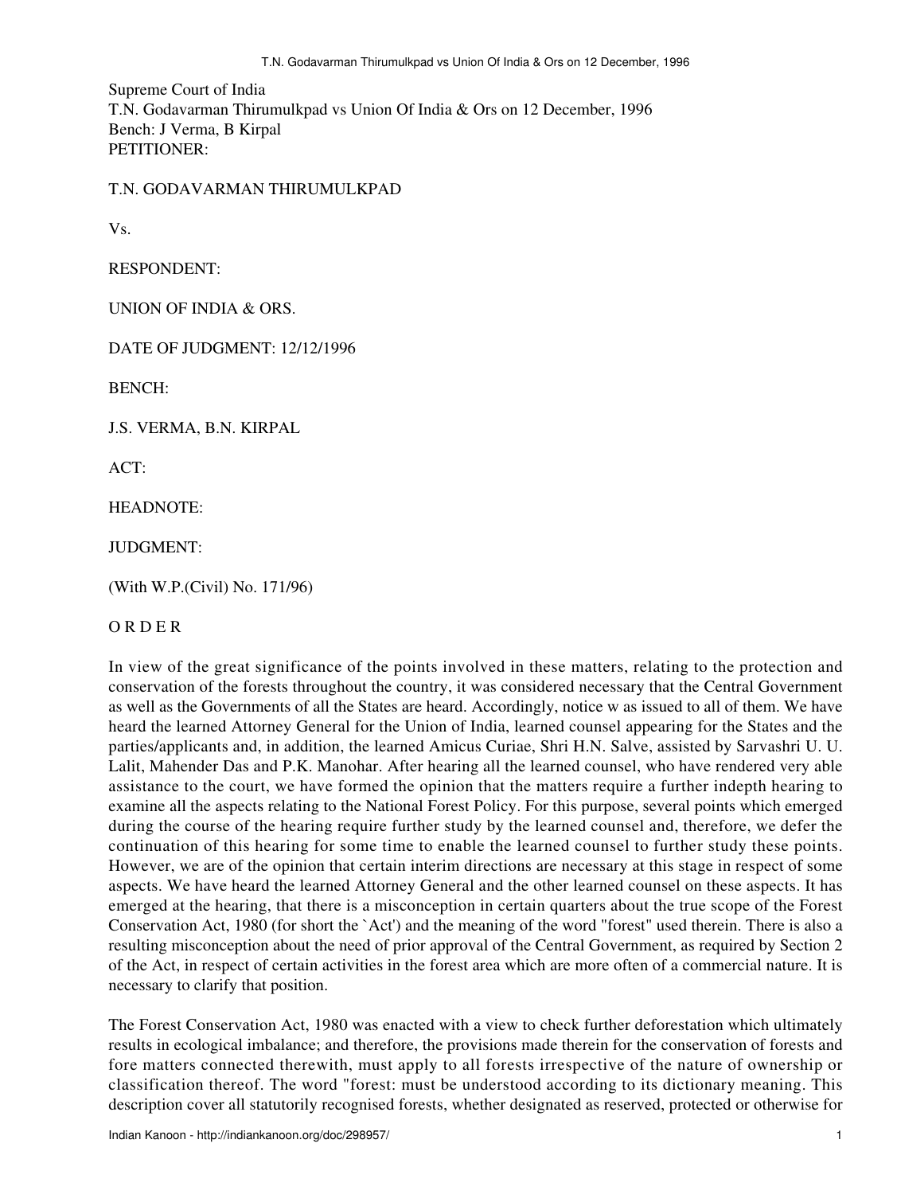Supreme Court of India
T.N. Godavarman Thirumulkpad vs Union Of India & Ors on 12 December, 1996
Bench: J Verma, B Kirpal
PETITIONER:

T.N. GODAVARMAN THIRUMULKPAD

Vs.

RESPONDENT:

UNION OF INDIA & ORS.

DATE OF JUDGMENT: 12/12/1996

BENCH:

J.S. VERMA, B.N. KIRPAL

ACT:

HEADNOTE:

JUDGMENT:

(With W.P.(Civil) No. 171/96)

O R D E R

In view of the great significance of the points involved in these matters, relating to the protection and conservation of the forests throughout the country, it was considered necessary that the Central Government as well as the Governments of all the States are heard. Accordingly, notice w as issued to all of them. We have heard the learned Attorney General for the Union of India, learned counsel appearing for the States and the parties/applicants and, in addition, the learned Amicus Curiae, Shri H.N. Salve, assisted by Sarvashri U. U. Lalit, Mahender Das and P.K. Manohar. After hearing all the learned counsel, who have rendered very able assistance to the court, we have formed the opinion that the matters require a further indepth hearing to examine all the aspects relating to the National Forest Policy. For this purpose, several points which emerged during the course of the hearing require further study by the learned counsel and, therefore, we defer the continuation of this hearing for some time to enable the learned counsel to further study these points. However, we are of the opinion that certain interim directions are necessary at this stage in respect of some aspects. We have heard the learned Attorney General and the other learned counsel on these aspects. It has emerged at the hearing, that there is a misconception in certain quarters about the true scope of the Forest Conservation Act, 1980 (for short the `Act') and the meaning of the word "forest" used therein. There is also a resulting misconception about the need of prior approval of the Central Government, as required by Section 2 of the Act, in respect of certain activities in the forest area which are more often of a commercial nature. It is necessary to clarify that position.

The Forest Conservation Act, 1980 was enacted with a view to check further deforestation which ultimately results in ecological imbalance; and therefore, the provisions made therein for the conservation of forests and fore matters connected therewith, must apply to all forests irrespective of the nature of ownership or classification thereof. The word "forest: must be understood according to its dictionary meaning. This description cover all statutorily recognised forests, whether designated as reserved, protected or otherwise for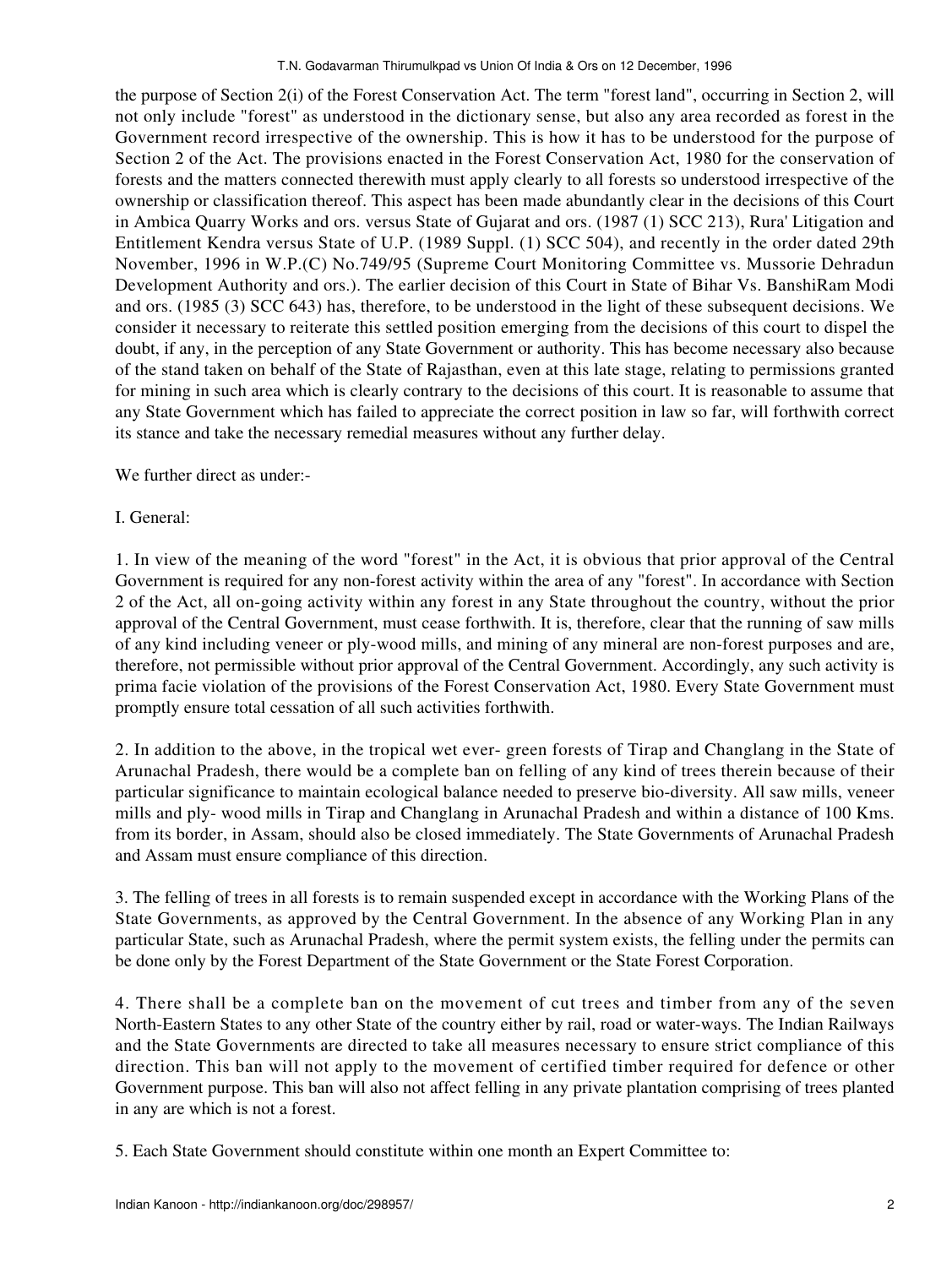the purpose of Section 2(i) of the Forest Conservation Act. The term "forest land", occurring in Section 2, will not only include "forest" as understood in the dictionary sense, but also any area recorded as forest in the Government record irrespective of the ownership. This is how it has to be understood for the purpose of Section 2 of the Act. The provisions enacted in the Forest Conservation Act, 1980 for the conservation of forests and the matters connected therewith must apply clearly to all forests so understood irrespective of the ownership or classification thereof. This aspect has been made abundantly clear in the decisions of this Court in Ambica Quarry Works and ors. versus State of Gujarat and ors. (1987 (1) SCC 213), Rura' Litigation and Entitlement Kendra versus State of U.P. (1989 Suppl. (1) SCC 504), and recently in the order dated 29th November, 1996 in W.P.(C) No.749/95 (Supreme Court Monitoring Committee vs. Mussorie Dehradun Development Authority and ors.). The earlier decision of this Court in State of Bihar Vs. BanshiRam Modi and ors. (1985 (3) SCC 643) has, therefore, to be understood in the light of these subsequent decisions. We consider it necessary to reiterate this settled position emerging from the decisions of this court to dispel the doubt, if any, in the perception of any State Government or authority. This has become necessary also because of the stand taken on behalf of the State of Rajasthan, even at this late stage, relating to permissions granted for mining in such area which is clearly contrary to the decisions of this court. It is reasonable to assume that any State Government which has failed to appreciate the correct position in law so far, will forthwith correct its stance and take the necessary remedial measures without any further delay.

We further direct as under:-

I. General:

1. In view of the meaning of the word "forest" in the Act, it is obvious that prior approval of the Central Government is required for any non-forest activity within the area of any "forest". In accordance with Section 2 of the Act, all on-going activity within any forest in any State throughout the country, without the prior approval of the Central Government, must cease forthwith. It is, therefore, clear that the running of saw mills of any kind including veneer or ply-wood mills, and mining of any mineral are non-forest purposes and are, therefore, not permissible without prior approval of the Central Government. Accordingly, any such activity is prima facie violation of the provisions of the Forest Conservation Act, 1980. Every State Government must promptly ensure total cessation of all such activities forthwith.

2. In addition to the above, in the tropical wet ever- green forests of Tirap and Changlang in the State of Arunachal Pradesh, there would be a complete ban on felling of any kind of trees therein because of their particular significance to maintain ecological balance needed to preserve bio-diversity. All saw mills, veneer mills and ply- wood mills in Tirap and Changlang in Arunachal Pradesh and within a distance of 100 Kms. from its border, in Assam, should also be closed immediately. The State Governments of Arunachal Pradesh and Assam must ensure compliance of this direction.

3. The felling of trees in all forests is to remain suspended except in accordance with the Working Plans of the State Governments, as approved by the Central Government. In the absence of any Working Plan in any particular State, such as Arunachal Pradesh, where the permit system exists, the felling under the permits can be done only by the Forest Department of the State Government or the State Forest Corporation.

4. There shall be a complete ban on the movement of cut trees and timber from any of the seven North-Eastern States to any other State of the country either by rail, road or water-ways. The Indian Railways and the State Governments are directed to take all measures necessary to ensure strict compliance of this direction. This ban will not apply to the movement of certified timber required for defence or other Government purpose. This ban will also not affect felling in any private plantation comprising of trees planted in any are which is not a forest.

5. Each State Government should constitute within one month an Expert Committee to: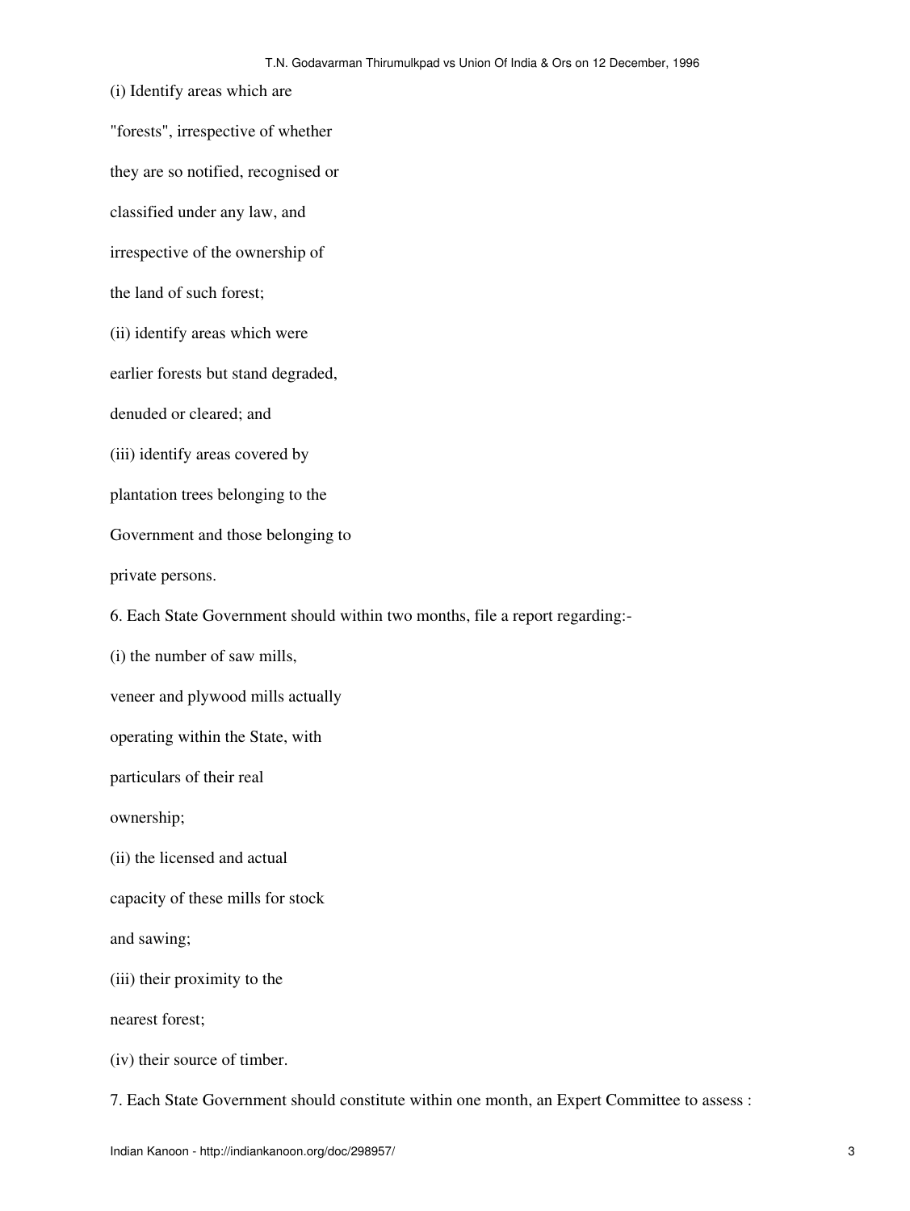(i) Identify areas which are "forests", irrespective of whether they are so notified, recognised or classified under any law, and irrespective of the ownership of the land of such forest;

(ii) identify areas which were earlier forests but stand degraded, denuded or cleared; and

(iii) identify areas covered by plantation trees belonging to the Government and those belonging to private persons.

6. Each State Government should within two months, file a report regarding:-

(i) the number of saw mills, veneer and plywood mills actually operating within the State, with particulars of their real ownership;

(ii) the licensed and actual capacity of these mills for stock and sawing;

(iii) their proximity to the nearest forest;

(iv) their source of timber.

7. Each State Government should constitute within one month, an Expert Committee to assess :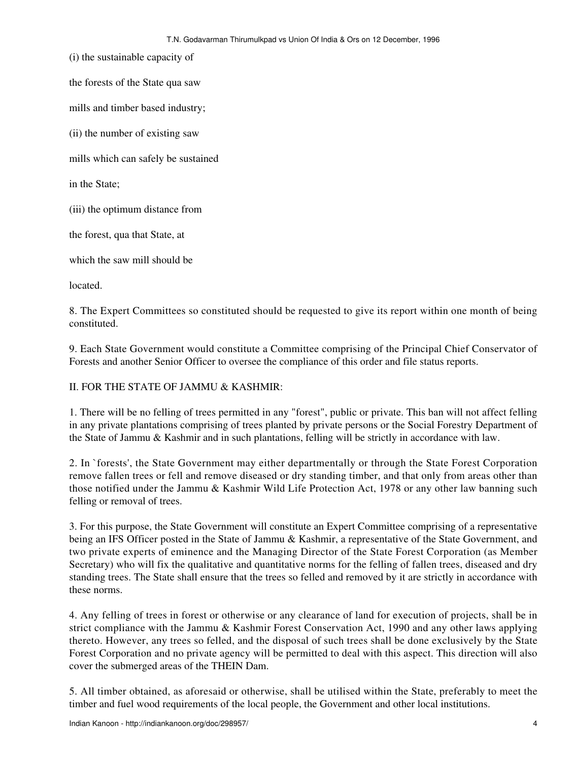(i) the sustainable capacity of

the forests of the State qua saw

mills and timber based industry;

(ii) the number of existing saw

mills which can safely be sustained

in the State;

(iii) the optimum distance from

the forest, qua that State, at

which the saw mill should be

located.

8. The Expert Committees so constituted should be requested to give its report within one month of being constituted.

9. Each State Government would constitute a Committee comprising of the Principal Chief Conservator of Forests and another Senior Officer to oversee the compliance of this order and file status reports.

II. FOR THE STATE OF JAMMU & KASHMIR:

1. There will be no felling of trees permitted in any "forest", public or private. This ban will not affect felling in any private plantations comprising of trees planted by private persons or the Social Forestry Department of the State of Jammu & Kashmir and in such plantations, felling will be strictly in accordance with law.

2. In `forests', the State Government may either departmentally or through the State Forest Corporation remove fallen trees or fell and remove diseased or dry standing timber, and that only from areas other than those notified under the Jammu & Kashmir Wild Life Protection Act, 1978 or any other law banning such felling or removal of trees.

3. For this purpose, the State Government will constitute an Expert Committee comprising of a representative being an IFS Officer posted in the State of Jammu & Kashmir, a representative of the State Government, and two private experts of eminence and the Managing Director of the State Forest Corporation (as Member Secretary) who will fix the qualitative and quantitative norms for the felling of fallen trees, diseased and dry standing trees. The State shall ensure that the trees so felled and removed by it are strictly in accordance with these norms.

4. Any felling of trees in forest or otherwise or any clearance of land for execution of projects, shall be in strict compliance with the Jammu & Kashmir Forest Conservation Act, 1990 and any other laws applying thereto. However, any trees so felled, and the disposal of such trees shall be done exclusively by the State Forest Corporation and no private agency will be permitted to deal with this aspect. This direction will also cover the submerged areas of the THEIN Dam.

5. All timber obtained, as aforesaid or otherwise, shall be utilised within the State, preferably to meet the timber and fuel wood requirements of the local people, the Government and other local institutions.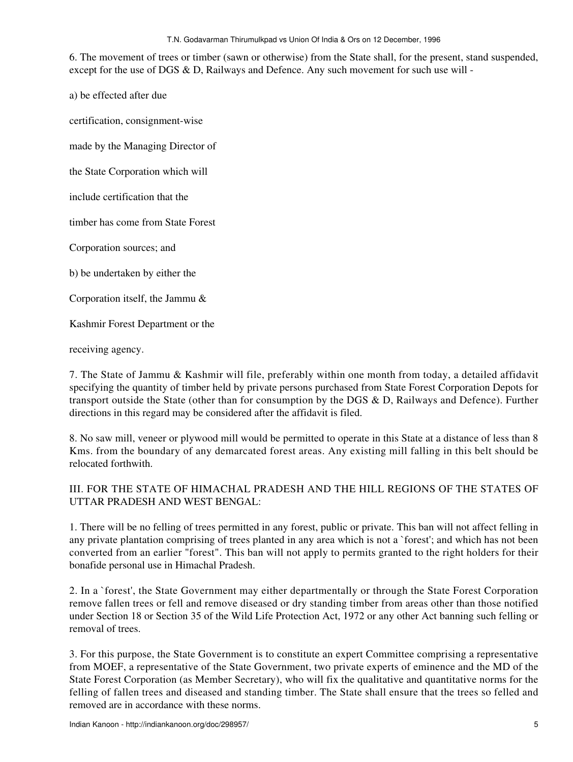6. The movement of trees or timber (sawn or otherwise) from the State shall, for the present, stand suspended, except for the use of DGS & D, Railways and Defence. Any such movement for such use will -

a) be effected after due certification, consignment-wise made by the Managing Director of the State Corporation which will include certification that the timber has come from State Forest Corporation sources; and

b) be undertaken by either the Corporation itself, the Jammu & Kashmir Forest Department or the receiving agency.

7. The State of Jammu & Kashmir will file, preferably within one month from today, a detailed affidavit specifying the quantity of timber held by private persons purchased from State Forest Corporation Depots for transport outside the State (other than for consumption by the DGS & D, Railways and Defence). Further directions in this regard may be considered after the affidavit is filed.

8. No saw mill, veneer or plywood mill would be permitted to operate in this State at a distance of less than 8 Kms. from the boundary of any demarcated forest areas. Any existing mill falling in this belt should be relocated forthwith.

III. FOR THE STATE OF HIMACHAL PRADESH AND THE HILL REGIONS OF THE STATES OF UTTAR PRADESH AND WEST BENGAL:

1. There will be no felling of trees permitted in any forest, public or private. This ban will not affect felling in any private plantation comprising of trees planted in any area which is not a `forest'; and which has not been converted from an earlier "forest". This ban will not apply to permits granted to the right holders for their bonafide personal use in Himachal Pradesh.

2. In a `forest', the State Government may either departmentally or through the State Forest Corporation remove fallen trees or fell and remove diseased or dry standing timber from areas other than those notified under Section 18 or Section 35 of the Wild Life Protection Act, 1972 or any other Act banning such felling or removal of trees.

3. For this purpose, the State Government is to constitute an expert Committee comprising a representative from MOEF, a representative of the State Government, two private experts of eminence and the MD of the State Forest Corporation (as Member Secretary), who will fix the qualitative and quantitative norms for the felling of fallen trees and diseased and standing timber. The State shall ensure that the trees so felled and removed are in accordance with these norms.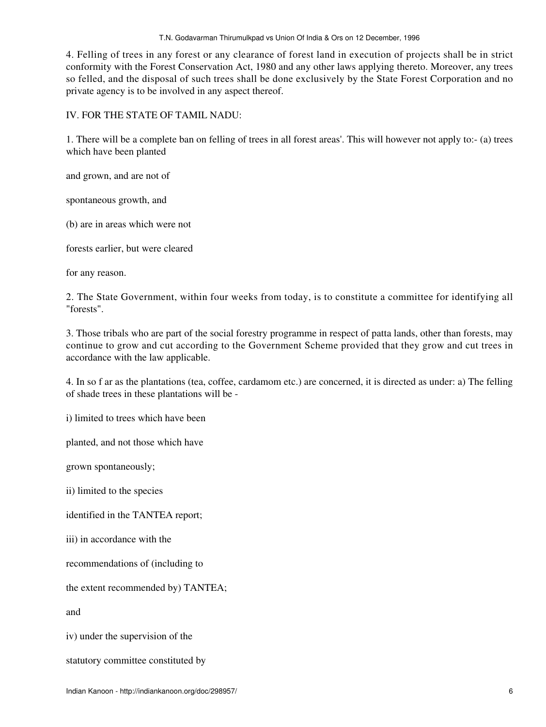4. Felling of trees in any forest or any clearance of forest land in execution of projects shall be in strict conformity with the Forest Conservation Act, 1980 and any other laws applying thereto. Moreover, any trees so felled, and the disposal of such trees shall be done exclusively by the State Forest Corporation and no private agency is to be involved in any aspect thereof.

IV. FOR THE STATE OF TAMIL NADU:

1. There will be a complete ban on felling of trees in all forest areas'. This will however not apply to:- (a) trees which have been planted

and grown, and are not of

spontaneous growth, and

(b) are in areas which were not

forests earlier, but were cleared

for any reason.

2. The State Government, within four weeks from today, is to constitute a committee for identifying all "forests".

3. Those tribals who are part of the social forestry programme in respect of patta lands, other than forests, may continue to grow and cut according to the Government Scheme provided that they grow and cut trees in accordance with the law applicable.

4. In so f ar as the plantations (tea, coffee, cardamom etc.) are concerned, it is directed as under: a) The felling of shade trees in these plantations will be -

i) limited to trees which have been

planted, and not those which have

grown spontaneously;

ii) limited to the species

identified in the TANTEA report;

iii) in accordance with the

recommendations of (including to

the extent recommended by) TANTEA;

and

iv) under the supervision of the

statutory committee constituted by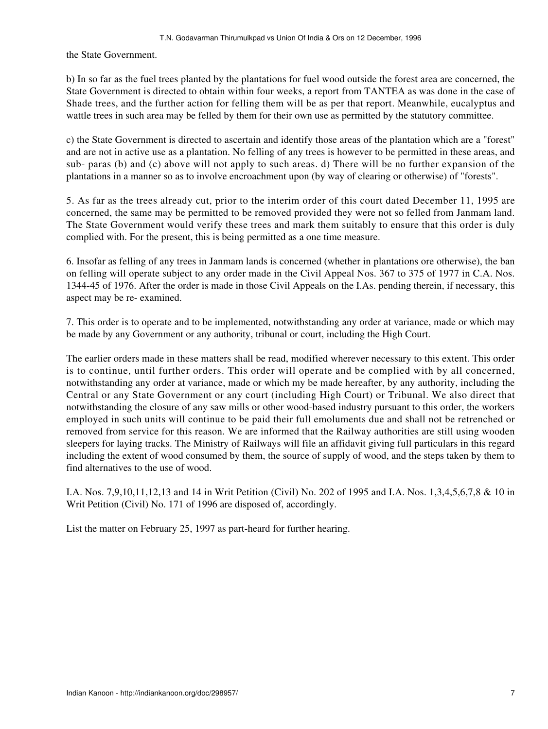the State Government.

b) In so far as the fuel trees planted by the plantations for fuel wood outside the forest area are concerned, the State Government is directed to obtain within four weeks, a report from TANTEA as was done in the case of Shade trees, and the further action for felling them will be as per that report. Meanwhile, eucalyptus and wattle trees in such area may be felled by them for their own use as permitted by the statutory committee.

c) the State Government is directed to ascertain and identify those areas of the plantation which are a "forest" and are not in active use as a plantation. No felling of any trees is however to be permitted in these areas, and sub- paras (b) and (c) above will not apply to such areas. d) There will be no further expansion of the plantations in a manner so as to involve encroachment upon (by way of clearing or otherwise) of "forests".

5. As far as the trees already cut, prior to the interim order of this court dated December 11, 1995 are concerned, the same may be permitted to be removed provided they were not so felled from Janmam land. The State Government would verify these trees and mark them suitably to ensure that this order is duly complied with. For the present, this is being permitted as a one time measure.

6. Insofar as felling of any trees in Janmam lands is concerned (whether in plantations ore otherwise), the ban on felling will operate subject to any order made in the Civil Appeal Nos. 367 to 375 of 1977 in C.A. Nos. 1344-45 of 1976. After the order is made in those Civil Appeals on the I.As. pending therein, if necessary, this aspect may be re- examined.

7. This order is to operate and to be implemented, notwithstanding any order at variance, made or which may be made by any Government or any authority, tribunal or court, including the High Court.

The earlier orders made in these matters shall be read, modified wherever necessary to this extent. This order is to continue, until further orders. This order will operate and be complied with by all concerned, notwithstanding any order at variance, made or which my be made hereafter, by any authority, including the Central or any State Government or any court (including High Court) or Tribunal. We also direct that notwithstanding the closure of any saw mills or other wood-based industry pursuant to this order, the workers employed in such units will continue to be paid their full emoluments due and shall not be retrenched or removed from service for this reason. We are informed that the Railway authorities are still using wooden sleepers for laying tracks. The Ministry of Railways will file an affidavit giving full particulars in this regard including the extent of wood consumed by them, the source of supply of wood, and the steps taken by them to find alternatives to the use of wood.

I.A. Nos. 7,9,10,11,12,13 and 14 in Writ Petition (Civil) No. 202 of 1995 and I.A. Nos. 1,3,4,5,6,7,8 & 10 in Writ Petition (Civil) No. 171 of 1996 are disposed of, accordingly.

List the matter on February 25, 1997 as part-heard for further hearing.